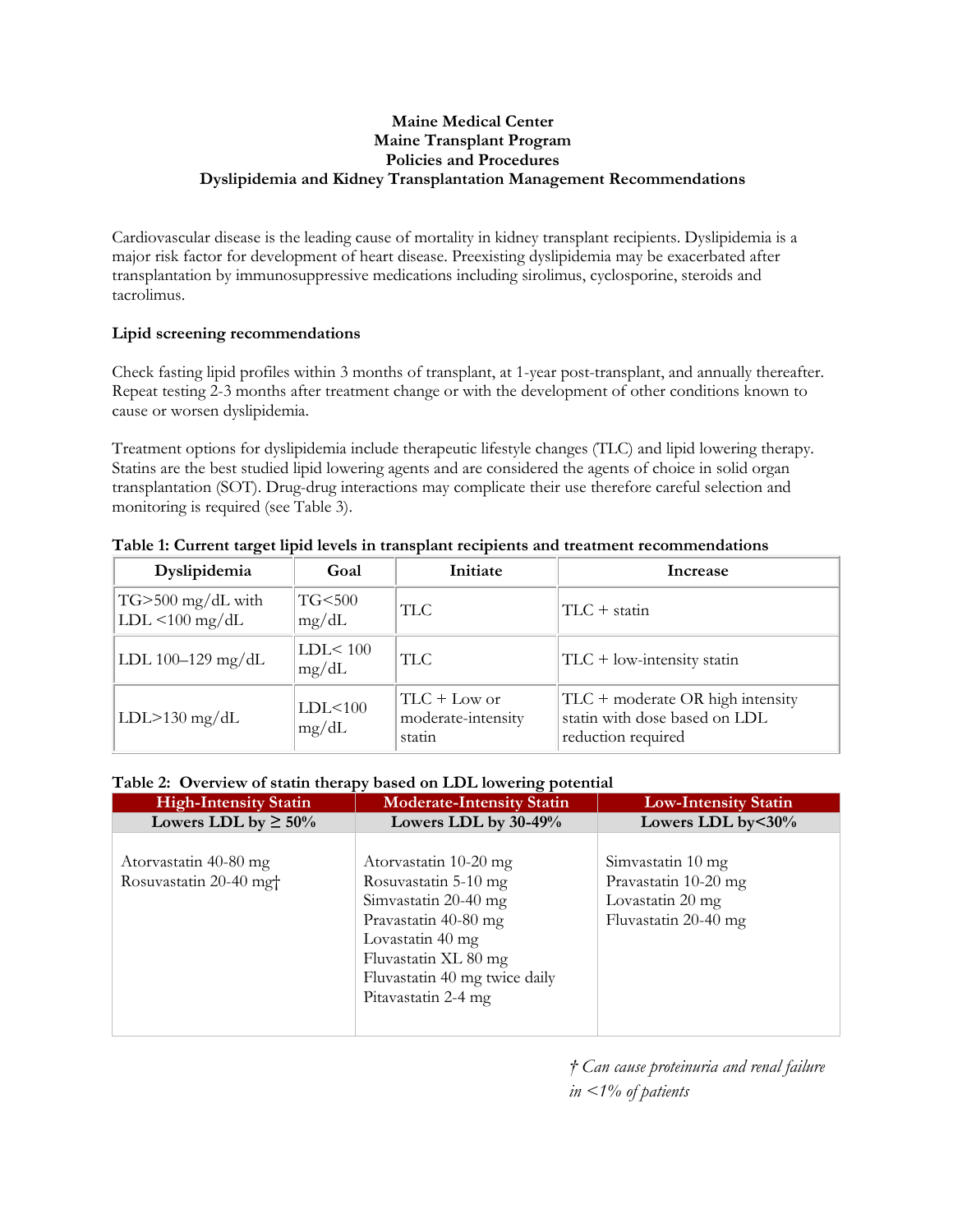**Maine Medical Center**
**Maine Transplant Program**
**Policies and Procedures**
**Dyslipidemia and Kidney Transplantation Management Recommendations**

Cardiovascular disease is the leading cause of mortality in kidney transplant recipients. Dyslipidemia is a major risk factor for development of heart disease. Preexisting dyslipidemia may be exacerbated after transplantation by immunosuppressive medications including sirolimus, cyclosporine, steroids and tacrolimus.

### Lipid screening recommendations

Check fasting lipid profiles within 3 months of transplant, at 1-year post-transplant, and annually thereafter. Repeat testing 2-3 months after treatment change or with the development of other conditions known to cause or worsen dyslipidemia.

Treatment options for dyslipidemia include therapeutic lifestyle changes (TLC) and lipid lowering therapy. Statins are the best studied lipid lowering agents and are considered the agents of choice in solid organ transplantation (SOT). Drug-drug interactions may complicate their use therefore careful selection and monitoring is required (see Table 3).

**Table 1: Current target lipid levels in transplant recipients and treatment recommendations**

| Dyslipidemia | Goal | Initiate | Increase |
|---|---|---|---|
| TG>500 mg/dL with LDL <100 mg/dL | TG<500 mg/dL | TLC | TLC + statin |
| LDL 100–129 mg/dL | LDL< 100 mg/dL | TLC | TLC + low-intensity statin |
| LDL>130 mg/dL | LDL<100 mg/dL | TLC + Low or moderate-intensity statin | TLC + moderate OR high intensity statin with dose based on LDL reduction required |

**Table 2: Overview of statin therapy based on LDL lowering potential**

| High-Intensity Statin | Moderate-Intensity Statin | Low-Intensity Statin |
|---|---|---|
| **Lowers LDL by ≥ 50%** | **Lowers LDL by 30-49%** | **Lowers LDL by<30%** |
| Atorvastatin 40-80 mg<br>Rosuvastatin 20-40 mg† | Atorvastatin 10-20 mg<br>Rosuvastatin 5-10 mg<br>Simvastatin 20-40 mg<br>Pravastatin 40-80 mg<br>Lovastatin 40 mg<br>Fluvastatin XL 80 mg<br>Fluvastatin 40 mg twice daily<br>Pitavastatin 2-4 mg | Simvastatin 10 mg<br>Pravastatin 10-20 mg<br>Lovastatin 20 mg<br>Fluvastatin 20-40 mg |

*† Can cause proteinuria and renal failure in <1% of patients*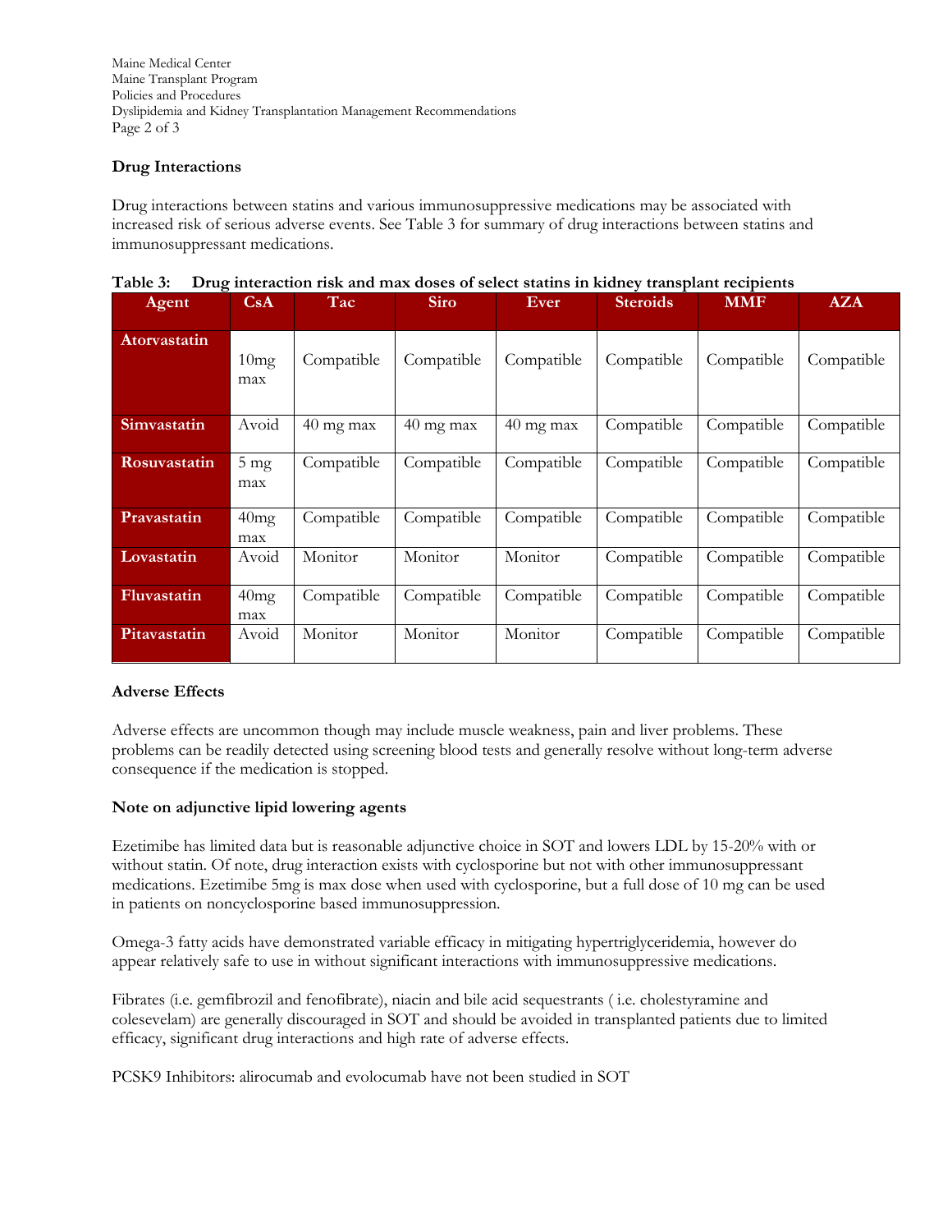## Drug Interactions

Drug interactions between statins and various immunosuppressive medications may be associated with increased risk of serious adverse events. See Table 3 for summary of drug interactions between statins and immunosuppressant medications.

**Table 3: Drug interaction risk and max doses of select statins in kidney transplant recipients**

| Agent | CsA | Tac | Siro | Ever | Steroids | MMF | AZA |
|---|---|---|---|---|---|---|---|
| **Atorvastatin** | 10mg max | Compatible | Compatible | Compatible | Compatible | Compatible | Compatible |
| **Simvastatin** | Avoid | 40 mg max | 40 mg max | 40 mg max | Compatible | Compatible | Compatible |
| **Rosuvastatin** | 5 mg max | Compatible | Compatible | Compatible | Compatible | Compatible | Compatible |
| **Pravastatin** | 40mg max | Compatible | Compatible | Compatible | Compatible | Compatible | Compatible |
| **Lovastatin** | Avoid | Monitor | Monitor | Monitor | Compatible | Compatible | Compatible |
| **Fluvastatin** | 40mg max | Compatible | Compatible | Compatible | Compatible | Compatible | Compatible |
| **Pitavastatin** | Avoid | Monitor | Monitor | Monitor | Compatible | Compatible | Compatible |

## Adverse Effects

Adverse effects are uncommon though may include muscle weakness, pain and liver problems. These problems can be readily detected using screening blood tests and generally resolve without long-term adverse consequence if the medication is stopped.

## Note on adjunctive lipid lowering agents

Ezetimibe has limited data but is reasonable adjunctive choice in SOT and lowers LDL by 15-20% with or without statin. Of note, drug interaction exists with cyclosporine but not with other immunosuppressant medications. Ezetimibe 5mg is max dose when used with cyclosporine, but a full dose of 10 mg can be used in patients on noncyclosporine based immunosuppression.

Omega-3 fatty acids have demonstrated variable efficacy in mitigating hypertriglyceridemia, however do appear relatively safe to use in without significant interactions with immunosuppressive medications.

Fibrates (i.e. gemfibrozil and fenofibrate), niacin and bile acid sequestrants ( i.e. cholestyramine and colesevelam) are generally discouraged in SOT and should be avoided in transplanted patients due to limited efficacy, significant drug interactions and high rate of adverse effects.

PCSK9 Inhibitors: alirocumab and evolocumab have not been studied in SOT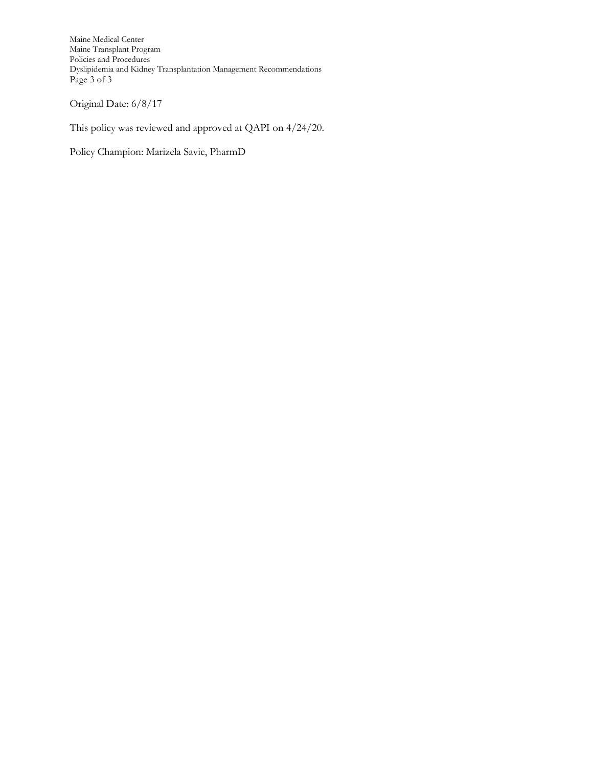Original Date: 6/8/17

This policy was reviewed and approved at QAPI on 4/24/20.

Policy Champion: Marizela Savic, PharmD